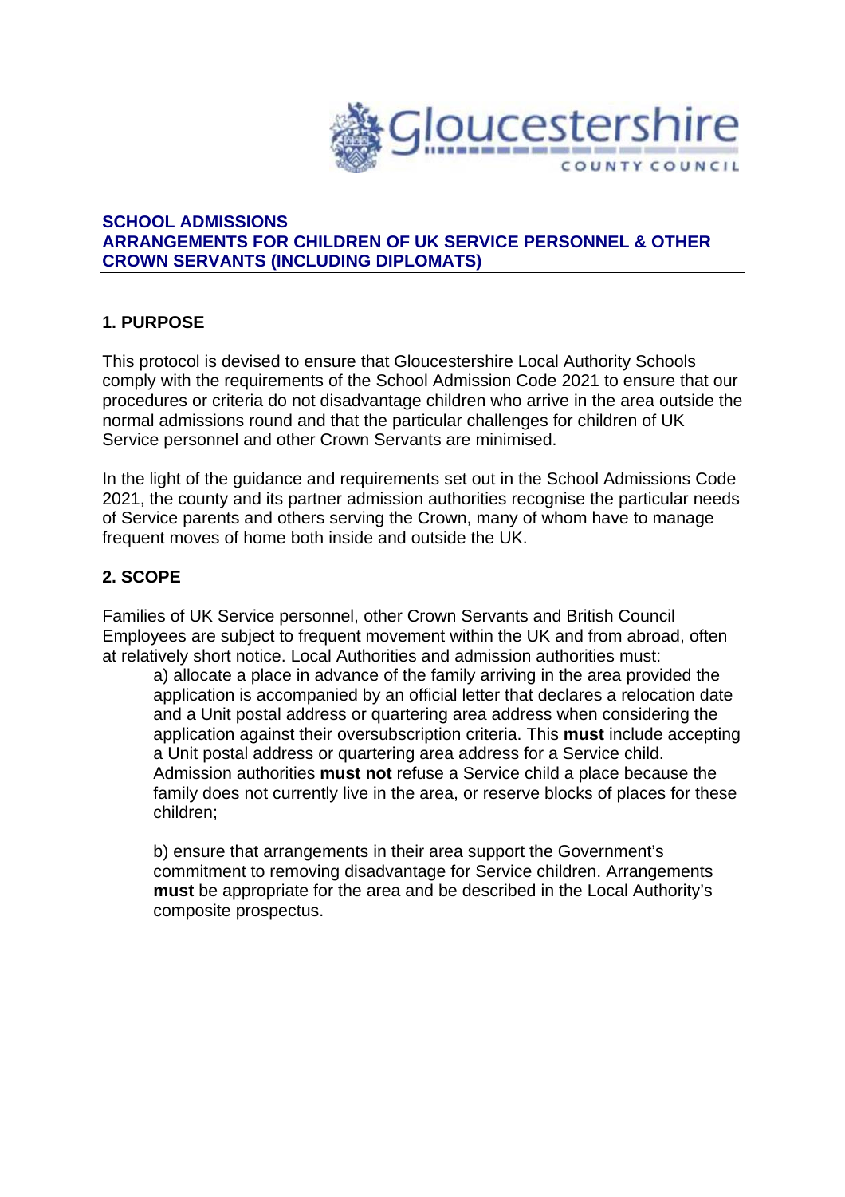Gloucestershire County Council

## SCHOOL ADMISSIONS
## ARRANGEMENTS FOR CHILDREN OF UK SERVICE PERSONNEL & OTHER CROWN SERVANTS (INCLUDING DIPLOMATS)

### 1. PURPOSE

This protocol is devised to ensure that Gloucestershire Local Authority Schools comply with the requirements of the School Admission Code 2021 to ensure that our procedures or criteria do not disadvantage children who arrive in the area outside the normal admissions round and that the particular challenges for children of UK Service personnel and other Crown Servants are minimised.

In the light of the guidance and requirements set out in the School Admissions Code 2021, the county and its partner admission authorities recognise the particular needs of Service parents and others serving the Crown, many of whom have to manage frequent moves of home both inside and outside the UK.

### 2. SCOPE

Families of UK Service personnel, other Crown Servants and British Council Employees are subject to frequent movement within the UK and from abroad, often at relatively short notice. Local Authorities and admission authorities must:

a) allocate a place in advance of the family arriving in the area provided the application is accompanied by an official letter that declares a relocation date and a Unit postal address or quartering area address when considering the application against their oversubscription criteria. This **must** include accepting a Unit postal address or quartering area address for a Service child. Admission authorities **must not** refuse a Service child a place because the family does not currently live in the area, or reserve blocks of places for these children;

b) ensure that arrangements in their area support the Government's commitment to removing disadvantage for Service children. Arrangements **must** be appropriate for the area and be described in the Local Authority's composite prospectus.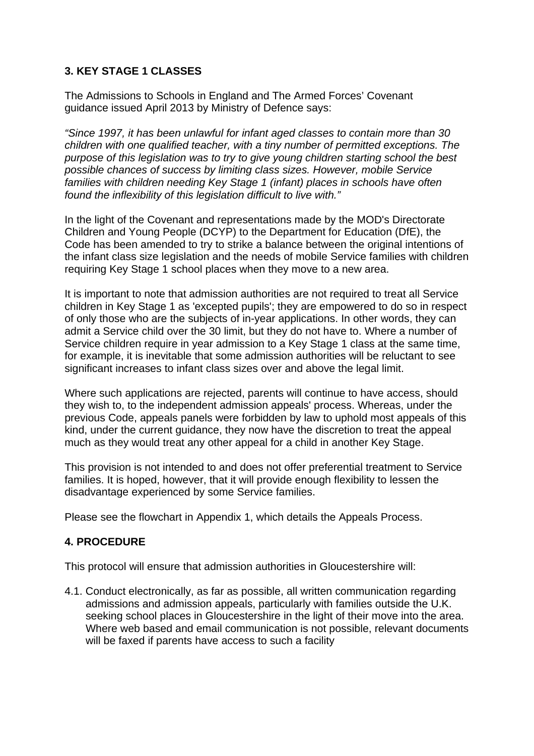## 3. KEY STAGE 1 CLASSES

The Admissions to Schools in England and The Armed Forces' Covenant guidance issued April 2013 by Ministry of Defence says:

*"Since 1997, it has been unlawful for infant aged classes to contain more than 30 children with one qualified teacher, with a tiny number of permitted exceptions. The purpose of this legislation was to try to give young children starting school the best possible chances of success by limiting class sizes. However, mobile Service families with children needing Key Stage 1 (infant) places in schools have often found the inflexibility of this legislation difficult to live with."*

In the light of the Covenant and representations made by the MOD's Directorate Children and Young People (DCYP) to the Department for Education (DfE), the Code has been amended to try to strike a balance between the original intentions of the infant class size legislation and the needs of mobile Service families with children requiring Key Stage 1 school places when they move to a new area.

It is important to note that admission authorities are not required to treat all Service children in Key Stage 1 as 'excepted pupils'; they are empowered to do so in respect of only those who are the subjects of in-year applications. In other words, they can admit a Service child over the 30 limit, but they do not have to. Where a number of Service children require in year admission to a Key Stage 1 class at the same time, for example, it is inevitable that some admission authorities will be reluctant to see significant increases to infant class sizes over and above the legal limit.

Where such applications are rejected, parents will continue to have access, should they wish to, to the independent admission appeals' process. Whereas, under the previous Code, appeals panels were forbidden by law to uphold most appeals of this kind, under the current guidance, they now have the discretion to treat the appeal much as they would treat any other appeal for a child in another Key Stage.

This provision is not intended to and does not offer preferential treatment to Service families. It is hoped, however, that it will provide enough flexibility to lessen the disadvantage experienced by some Service families.

Please see the flowchart in Appendix 1, which details the Appeals Process.

## 4. PROCEDURE

This protocol will ensure that admission authorities in Gloucestershire will:

4.1. Conduct electronically, as far as possible, all written communication regarding admissions and admission appeals, particularly with families outside the U.K. seeking school places in Gloucestershire in the light of their move into the area. Where web based and email communication is not possible, relevant documents will be faxed if parents have access to such a facility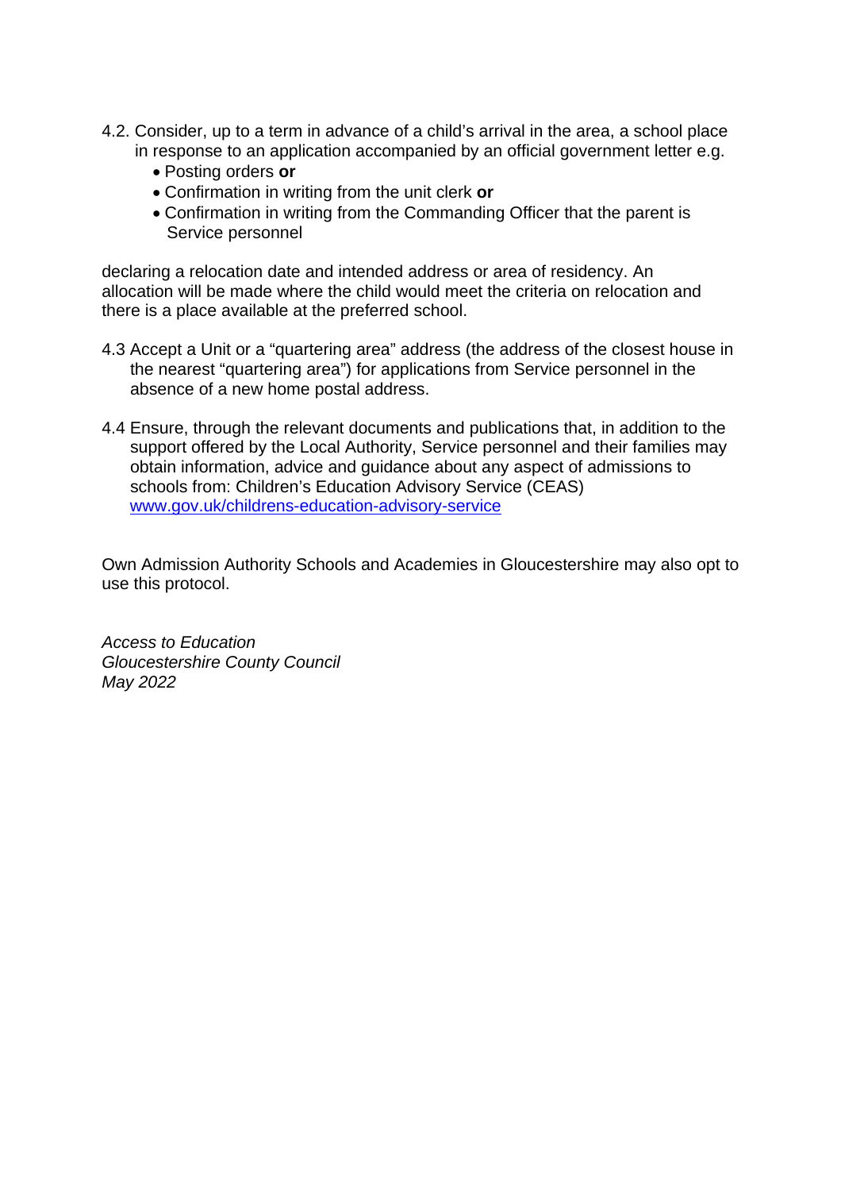4.2. Consider, up to a term in advance of a child's arrival in the area, a school place in response to an application accompanied by an official government letter e.g.

- Posting orders **or**
- Confirmation in writing from the unit clerk **or**
- Confirmation in writing from the Commanding Officer that the parent is Service personnel

declaring a relocation date and intended address or area of residency. An allocation will be made where the child would meet the criteria on relocation and there is a place available at the preferred school.

4.3 Accept a Unit or a "quartering area" address (the address of the closest house in the nearest "quartering area") for applications from Service personnel in the absence of a new home postal address.

4.4 Ensure, through the relevant documents and publications that, in addition to the support offered by the Local Authority, Service personnel and their families may obtain information, advice and guidance about any aspect of admissions to schools from: Children's Education Advisory Service (CEAS) [www.gov.uk/childrens-education-advisory-service](http://www.gov.uk/childrens-education-advisory-service)

Own Admission Authority Schools and Academies in Gloucestershire may also opt to use this protocol.

*Access to Education*
*Gloucestershire County Council*
*May 2022*